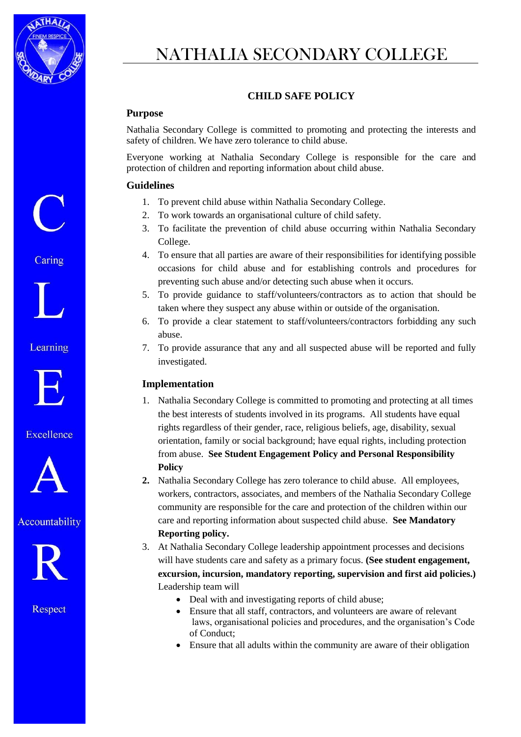# NATHALIA SECONDARY COLLEGE

## CHILD SAFE POLICY

### Purpose

Nathalia Secondary College is committed to promoting and protecting the interests and safety of children. We have zero tolerance to child abuse.

Everyone working at Nathalia Secondary College is responsible for the care and protection of children and reporting information about child abuse.

### Guidelines

1. To prevent child abuse within Nathalia Secondary College.
2. To work towards an organisational culture of child safety.
3. To facilitate the prevention of child abuse occurring within Nathalia Secondary College.
4. To ensure that all parties are aware of their responsibilities for identifying possible occasions for child abuse and for establishing controls and procedures for preventing such abuse and/or detecting such abuse when it occurs.
5. To provide guidance to staff/volunteers/contractors as to action that should be taken where they suspect any abuse within or outside of the organisation.
6. To provide a clear statement to staff/volunteers/contractors forbidding any such abuse.
7. To provide assurance that any and all suspected abuse will be reported and fully investigated.

### Implementation

1. Nathalia Secondary College is committed to promoting and protecting at all times the best interests of students involved in its programs. All students have equal rights regardless of their gender, race, religious beliefs, age, disability, sexual orientation, family or social background; have equal rights, including protection from abuse. **See Student Engagement Policy and Personal Responsibility Policy**
2. Nathalia Secondary College has zero tolerance to child abuse. All employees, workers, contractors, associates, and members of the Nathalia Secondary College community are responsible for the care and protection of the children within our care and reporting information about suspected child abuse. **See Mandatory Reporting policy.**
3. At Nathalia Secondary College leadership appointment processes and decisions will have students care and safety as a primary focus. **(See student engagement, excursion, incursion, mandatory reporting, supervision and first aid policies.)** Leadership team will
   - Deal with and investigating reports of child abuse;
   - Ensure that all staff, contractors, and volunteers are aware of relevant laws, organisational policies and procedures, and the organisation's Code of Conduct;
   - Ensure that all adults within the community are aware of their obligation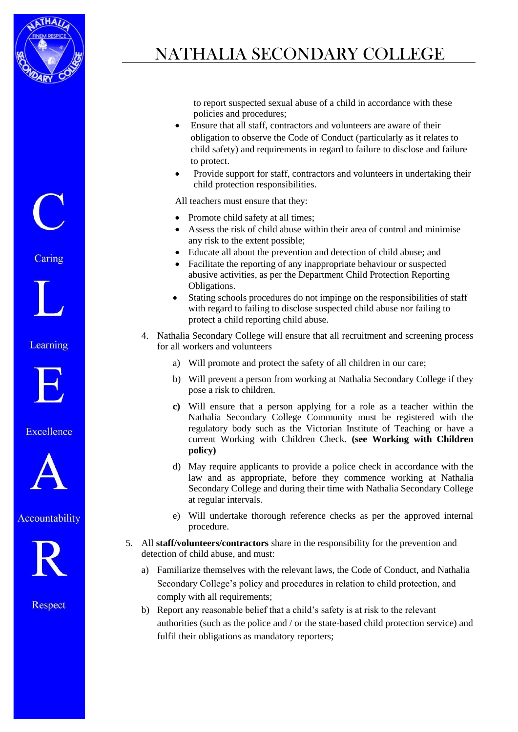to report suspected sexual abuse of a child in accordance with these policies and procedures;

- Ensure that all staff, contractors and volunteers are aware of their obligation to observe the Code of Conduct (particularly as it relates to child safety) and requirements in regard to failure to disclose and failure to protect.
- Provide support for staff, contractors and volunteers in undertaking their child protection responsibilities.

All teachers must ensure that they:

- Promote child safety at all times;
- Assess the risk of child abuse within their area of control and minimise any risk to the extent possible;
- Educate all about the prevention and detection of child abuse; and
- Facilitate the reporting of any inappropriate behaviour or suspected abusive activities, as per the Department Child Protection Reporting Obligations.
- Stating schools procedures do not impinge on the responsibilities of staff with regard to failing to disclose suspected child abuse nor failing to protect a child reporting child abuse.

4. Nathalia Secondary College will ensure that all recruitment and screening process for all workers and volunteers
   a) Will promote and protect the safety of all children in our care;
   b) Will prevent a person from working at Nathalia Secondary College if they pose a risk to children.
   **c)** Will ensure that a person applying for a role as a teacher within the Nathalia Secondary College Community must be registered with the regulatory body such as the Victorian Institute of Teaching or have a current Working with Children Check. **(see Working with Children policy)**
   d) May require applicants to provide a police check in accordance with the law and as appropriate, before they commence working at Nathalia Secondary College and during their time with Nathalia Secondary College at regular intervals.
   e) Will undertake thorough reference checks as per the approved internal procedure.
5. All **staff/volunteers/contractors** share in the responsibility for the prevention and detection of child abuse, and must:
   a) Familiarize themselves with the relevant laws, the Code of Conduct, and Nathalia Secondary College's policy and procedures in relation to child protection, and comply with all requirements;
   b) Report any reasonable belief that a child's safety is at risk to the relevant authorities (such as the police and / or the state-based child protection service) and fulfil their obligations as mandatory reporters;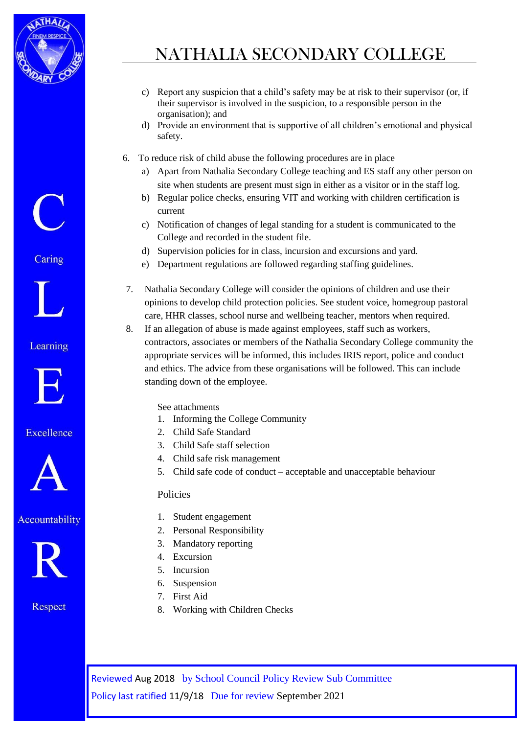c) Report any suspicion that a child's safety may be at risk to their supervisor (or, if their supervisor is involved in the suspicion, to a responsible person in the organisation); and
d) Provide an environment that is supportive of all children's emotional and physical safety.

6. To reduce risk of child abuse the following procedures are in place
   a) Apart from Nathalia Secondary College teaching and ES staff any other person on site when students are present must sign in either as a visitor or in the staff log.
   b) Regular police checks, ensuring VIT and working with children certification is current
   c) Notification of changes of legal standing for a student is communicated to the College and recorded in the student file.
   d) Supervision policies for in class, incursion and excursions and yard.
   e) Department regulations are followed regarding staffing guidelines.

7. Nathalia Secondary College will consider the opinions of children and use their opinions to develop child protection policies. See student voice, homegroup pastoral care, HHR classes, school nurse and wellbeing teacher, mentors when required.
8. If an allegation of abuse is made against employees, staff such as workers, contractors, associates or members of the Nathalia Secondary College community the appropriate services will be informed, this includes IRIS report, police and conduct and ethics. The advice from these organisations will be followed. This can include standing down of the employee.

See attachments

1. Informing the College Community
2. Child Safe Standard
3. Child Safe staff selection
4. Child safe risk management
5. Child safe code of conduct – acceptable and unacceptable behaviour

Policies

1. Student engagement
2. Personal Responsibility
3. Mandatory reporting
4. Excursion
5. Incursion
6. Suspension
7. First Aid
8. Working with Children Checks

Reviewed Aug 2018 by School Council Policy Review Sub Committee
Policy last ratified 11/9/18 Due for review September 2021